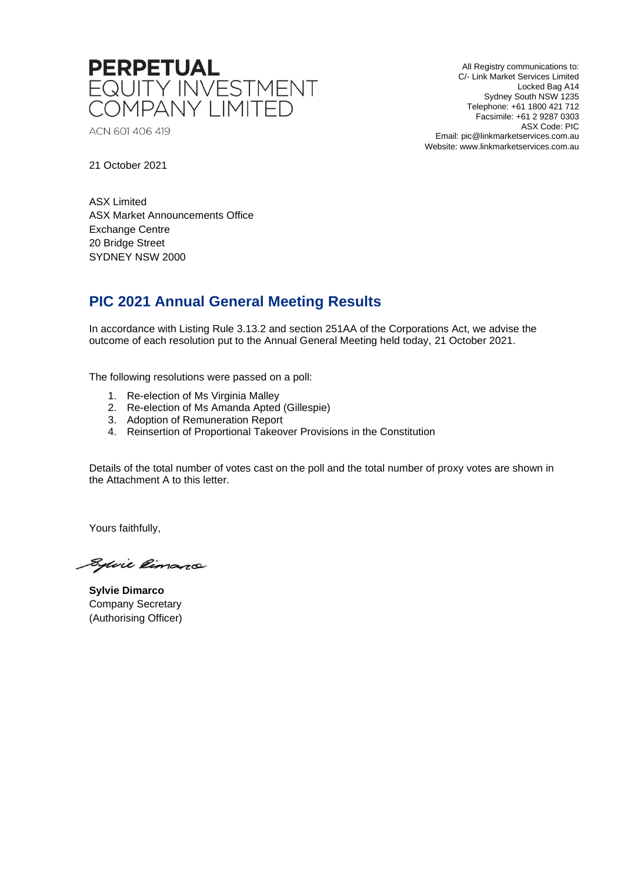**PERPETUAL**
EQUITY INVESTMENT
COMPANY LIMITED

ACN 601 406 419

All Registry communications to:
C/- Link Market Services Limited
Locked Bag A14
Sydney South NSW 1235
Telephone: +61 1800 421 712
Facsimile: +61 2 9287 0303
ASX Code: PIC
Email: pic@linkmarketservices.com.au
Website: www.linkmarketservices.com.au

21 October 2021

ASX Limited
ASX Market Announcements Office
Exchange Centre
20 Bridge Street
SYDNEY NSW 2000

## PIC 2021 Annual General Meeting Results

In accordance with Listing Rule 3.13.2 and section 251AA of the Corporations Act, we advise the outcome of each resolution put to the Annual General Meeting held today, 21 October 2021.

The following resolutions were passed on a poll:

1. Re-election of Ms Virginia Malley
2. Re-election of Ms Amanda Apted (Gillespie)
3. Adoption of Remuneration Report
4. Reinsertion of Proportional Takeover Provisions in the Constitution

Details of the total number of votes cast on the poll and the total number of proxy votes are shown in the Attachment A to this letter.

Yours faithfully,

**Sylvie Dimarco**
Company Secretary
(Authorising Officer)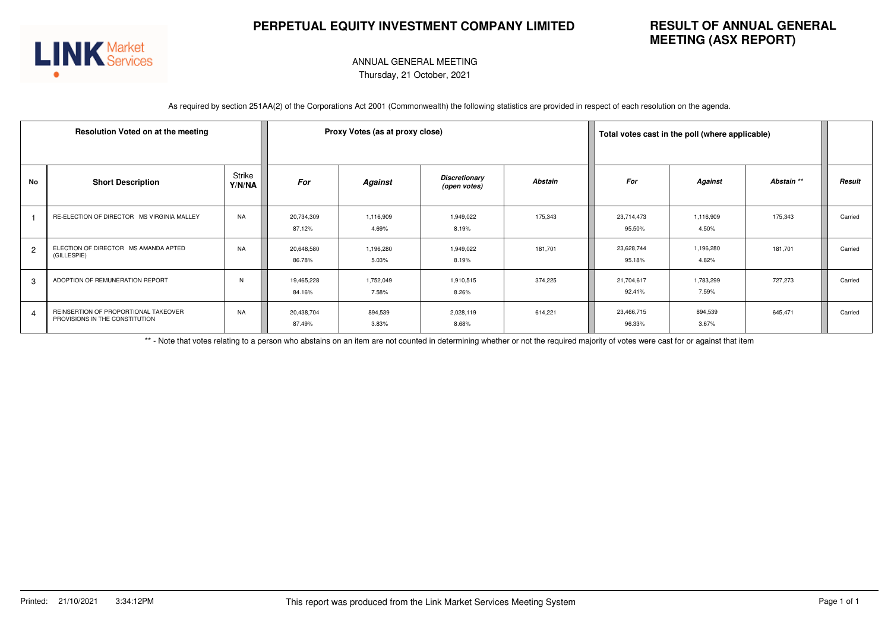# PERPETUAL EQUITY INVESTMENT COMPANY LIMITED

## RESULT OF ANNUAL GENERAL MEETING (ASX REPORT)

ANNUAL GENERAL MEETING
Thursday, 21 October, 2021

As required by section 251AA(2) of the Corporations Act 2001 (Commonwealth) the following statistics are provided in respect of each resolution on the agenda.

| Resolution Voted on at the meeting | | | Proxy Votes (as at proxy close) | | | | Total votes cast in the poll (where applicable) | | | |
|---|---|---|---|---|---|---|---|---|---|---|
| **No** | **Short Description** | **Strike Y/N/NA** | ***For*** | ***Against*** | ***Discretionary (open votes)*** | ***Abstain*** | ***For*** | ***Against*** | ***Abstain \*\**** | ***Result*** |
| 1 | RE-ELECTION OF DIRECTOR MS VIRGINIA MALLEY | NA | 20,734,309<br>87.12% | 1,116,909<br>4.69% | 1,949,022<br>8.19% | 175,343 | 23,714,473<br>95.50% | 1,116,909<br>4.50% | 175,343 | Carried |
| 2 | ELECTION OF DIRECTOR MS AMANDA APTED (GILLESPIE) | NA | 20,648,580<br>86.78% | 1,196,280<br>5.03% | 1,949,022<br>8.19% | 181,701 | 23,628,744<br>95.18% | 1,196,280<br>4.82% | 181,701 | Carried |
| 3 | ADOPTION OF REMUNERATION REPORT | N | 19,465,228<br>84.16% | 1,752,049<br>7.58% | 1,910,515<br>8.26% | 374,225 | 21,704,617<br>92.41% | 1,783,299<br>7.59% | 727,273 | Carried |
| 4 | REINSERTION OF PROPORTIONAL TAKEOVER PROVISIONS IN THE CONSTITUTION | NA | 20,438,704<br>87.49% | 894,539<br>3.83% | 2,028,119<br>8.68% | 614,221 | 23,466,715<br>96.33% | 894,539<br>3.67% | 645,471 | Carried |

** - Note that votes relating to a person who abstains on an item are not counted in determining whether or not the required majority of votes were cast for or against that item

Printed: 21/10/2021 3:34:12PM

This report was produced from the Link Market Services Meeting System